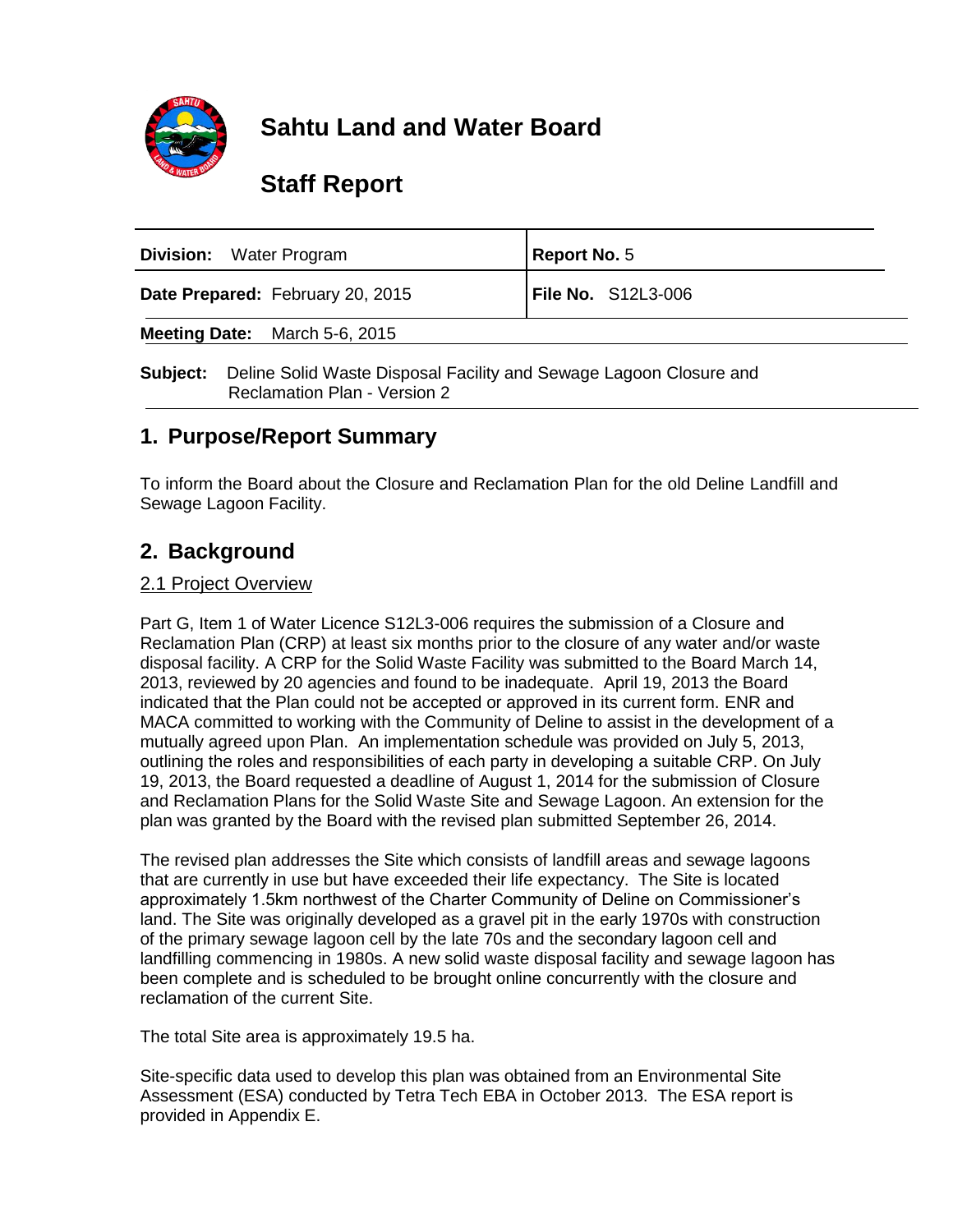# Sahtu Land and Water Board

# Staff Report

| **Division:** Water Program | **Report No.** 5 |
|---|---|
| **Date Prepared:** February 20, 2015 | **File No.** S12L3-006 |
| **Meeting Date:** March 5-6, 2015 | |

**Subject:** Deline Solid Waste Disposal Facility and Sewage Lagoon Closure and Reclamation Plan - Version 2

## 1. Purpose/Report Summary

To inform the Board about the Closure and Reclamation Plan for the old Deline Landfill and Sewage Lagoon Facility.

## 2. Background

### 2.1 Project Overview

Part G, Item 1 of Water Licence S12L3-006 requires the submission of a Closure and Reclamation Plan (CRP) at least six months prior to the closure of any water and/or waste disposal facility. A CRP for the Solid Waste Facility was submitted to the Board March 14, 2013, reviewed by 20 agencies and found to be inadequate. April 19, 2013 the Board indicated that the Plan could not be accepted or approved in its current form. ENR and MACA committed to working with the Community of Deline to assist in the development of a mutually agreed upon Plan. An implementation schedule was provided on July 5, 2013, outlining the roles and responsibilities of each party in developing a suitable CRP. On July 19, 2013, the Board requested a deadline of August 1, 2014 for the submission of Closure and Reclamation Plans for the Solid Waste Site and Sewage Lagoon. An extension for the plan was granted by the Board with the revised plan submitted September 26, 2014.

The revised plan addresses the Site which consists of landfill areas and sewage lagoons that are currently in use but have exceeded their life expectancy. The Site is located approximately 1.5km northwest of the Charter Community of Deline on Commissioner's land. The Site was originally developed as a gravel pit in the early 1970s with construction of the primary sewage lagoon cell by the late 70s and the secondary lagoon cell and landfilling commencing in 1980s. A new solid waste disposal facility and sewage lagoon has been complete and is scheduled to be brought online concurrently with the closure and reclamation of the current Site.

The total Site area is approximately 19.5 ha.

Site-specific data used to develop this plan was obtained from an Environmental Site Assessment (ESA) conducted by Tetra Tech EBA in October 2013. The ESA report is provided in Appendix E.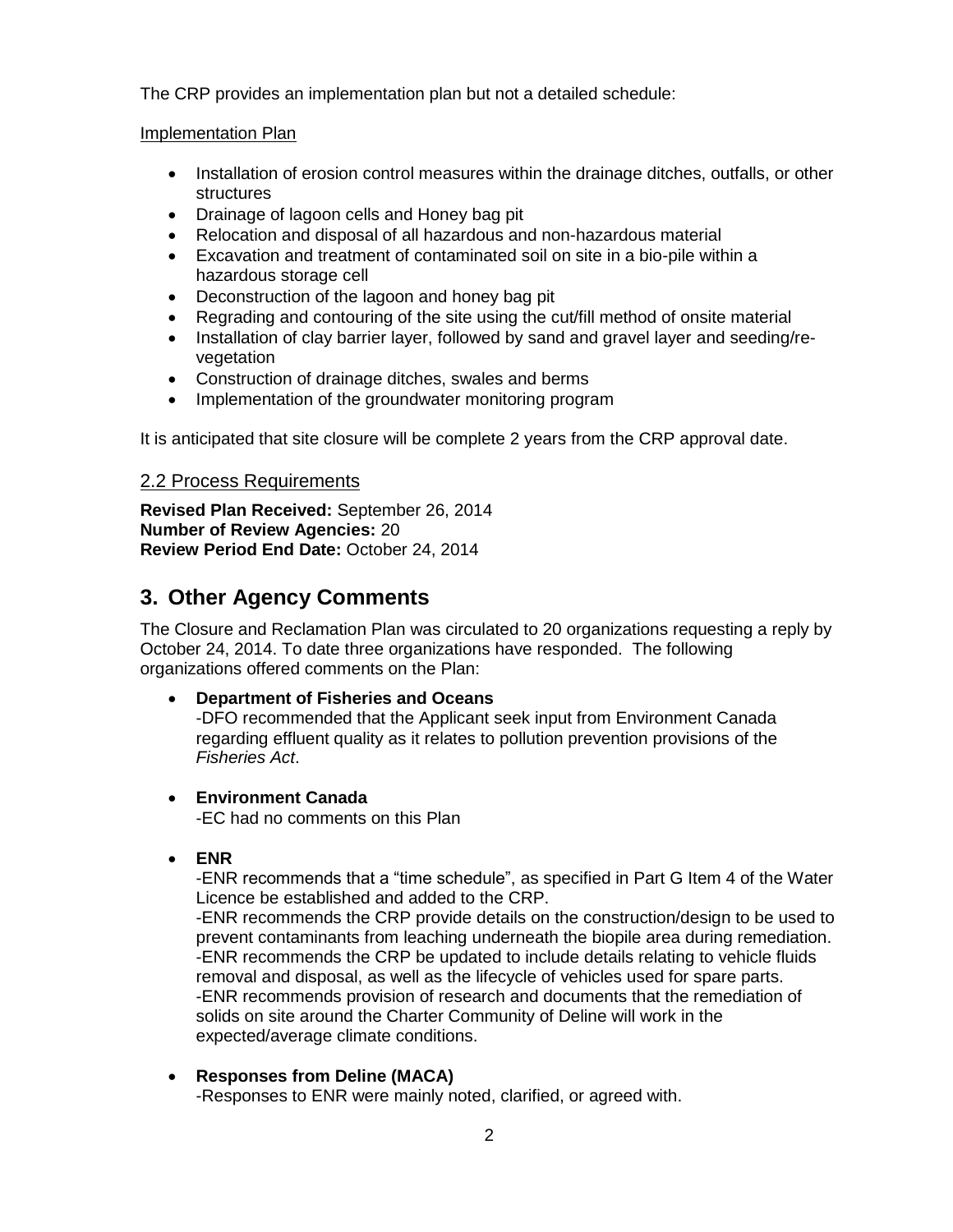The CRP provides an implementation plan but not a detailed schedule:

Implementation Plan

- Installation of erosion control measures within the drainage ditches, outfalls, or other structures
- Drainage of lagoon cells and Honey bag pit
- Relocation and disposal of all hazardous and non-hazardous material
- Excavation and treatment of contaminated soil on site in a bio-pile within a hazardous storage cell
- Deconstruction of the lagoon and honey bag pit
- Regrading and contouring of the site using the cut/fill method of onsite material
- Installation of clay barrier layer, followed by sand and gravel layer and seeding/re-vegetation
- Construction of drainage ditches, swales and berms
- Implementation of the groundwater monitoring program

It is anticipated that site closure will be complete 2 years from the CRP approval date.

## 2.2 Process Requirements

**Revised Plan Received:** September 26, 2014
**Number of Review Agencies:** 20
**Review Period End Date:** October 24, 2014

# 3. Other Agency Comments

The Closure and Reclamation Plan was circulated to 20 organizations requesting a reply by October 24, 2014. To date three organizations have responded. The following organizations offered comments on the Plan:

- **Department of Fisheries and Oceans**
  -DFO recommended that the Applicant seek input from Environment Canada regarding effluent quality as it relates to pollution prevention provisions of the *Fisheries Act*.

- **Environment Canada**
  -EC had no comments on this Plan

- **ENR**
  -ENR recommends that a "time schedule", as specified in Part G Item 4 of the Water Licence be established and added to the CRP.
  -ENR recommends the CRP provide details on the construction/design to be used to prevent contaminants from leaching underneath the biopile area during remediation.
  -ENR recommends the CRP be updated to include details relating to vehicle fluids removal and disposal, as well as the lifecycle of vehicles used for spare parts.
  -ENR recommends provision of research and documents that the remediation of solids on site around the Charter Community of Deline will work in the expected/average climate conditions.

- **Responses from Deline (MACA)**
  -Responses to ENR were mainly noted, clarified, or agreed with.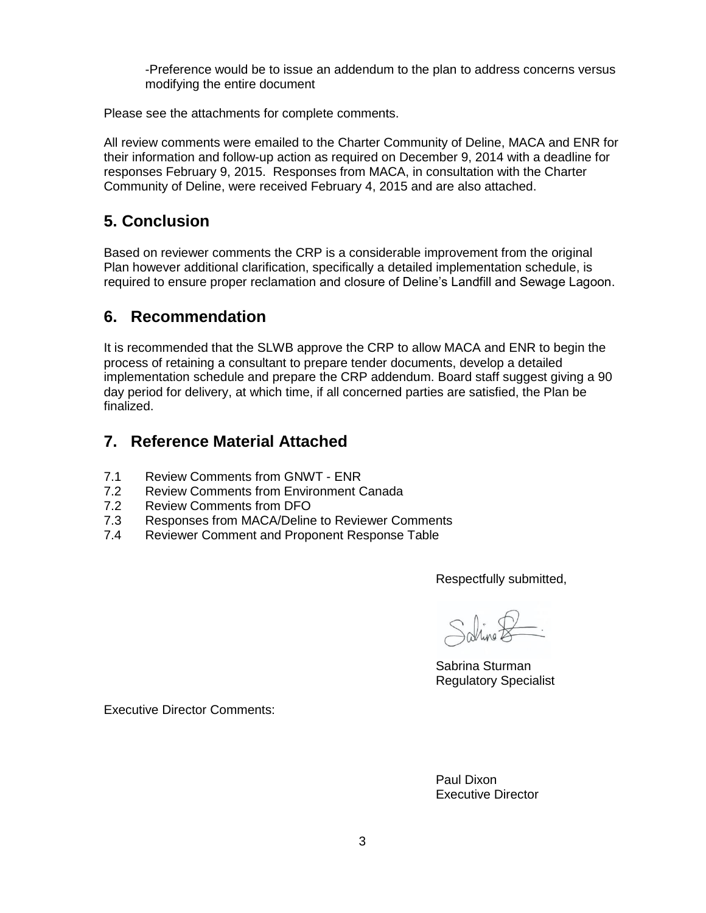-Preference would be to issue an addendum to the plan to address concerns versus modifying the entire document

Please see the attachments for complete comments.

All review comments were emailed to the Charter Community of Deline, MACA and ENR for their information and follow-up action as required on December 9, 2014 with a deadline for responses February 9, 2015. Responses from MACA, in consultation with the Charter Community of Deline, were received February 4, 2015 and are also attached.

## 5. Conclusion

Based on reviewer comments the CRP is a considerable improvement from the original Plan however additional clarification, specifically a detailed implementation schedule, is required to ensure proper reclamation and closure of Deline's Landfill and Sewage Lagoon.

## 6. Recommendation

It is recommended that the SLWB approve the CRP to allow MACA and ENR to begin the process of retaining a consultant to prepare tender documents, develop a detailed implementation schedule and prepare the CRP addendum. Board staff suggest giving a 90 day period for delivery, at which time, if all concerned parties are satisfied, the Plan be finalized.

## 7. Reference Material Attached

- 7.1 Review Comments from GNWT - ENR
- 7.2 Review Comments from Environment Canada
- 7.2 Review Comments from DFO
- 7.3 Responses from MACA/Deline to Reviewer Comments
- 7.4 Reviewer Comment and Proponent Response Table

Respectfully submitted,

Sabrina Sturman
Regulatory Specialist

Executive Director Comments:

Paul Dixon
Executive Director